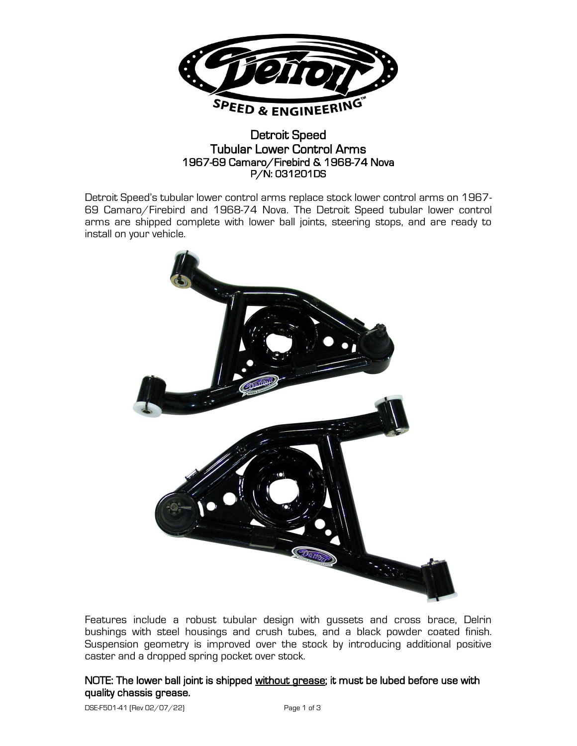# Detroit Speed
## Tubular Lower Control Arms
### 1967-69 Camaro/Firebird & 1968-74 Nova
### P/N: 031201DS

Detroit Speed's tubular lower control arms replace stock lower control arms on 1967-69 Camaro/Firebird and 1968-74 Nova. The Detroit Speed tubular lower control arms are shipped complete with lower ball joints, steering stops, and are ready to install on your vehicle.

Features include a robust tubular design with gussets and cross brace, Delrin bushings with steel housings and crush tubes, and a black powder coated finish. Suspension geometry is improved over the stock by introducing additional positive caster and a dropped spring pocket over stock.

**NOTE: The lower ball joint is shipped <u>without grease</u>; it must be lubed before use with quality chassis grease.**

DSE-F501-41 (Rev 02/07/22)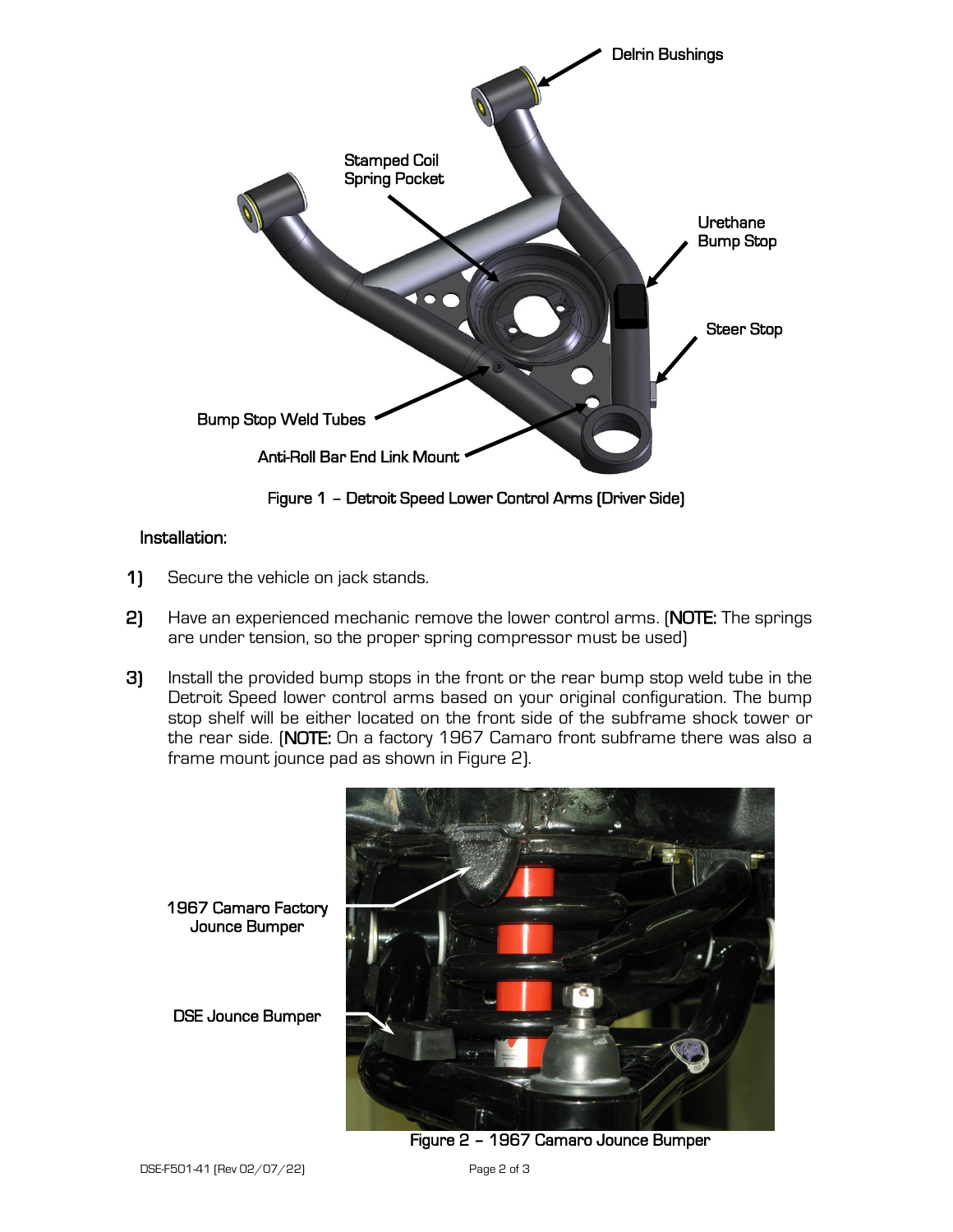Figure 1 – Detroit Speed Lower Control Arms (Driver Side)

## Installation:

1) Secure the vehicle on jack stands.

2) Have an experienced mechanic remove the lower control arms. (**NOTE:** The springs are under tension, so the proper spring compressor must be used)

3) Install the provided bump stops in the front or the rear bump stop weld tube in the Detroit Speed lower control arms based on your original configuration. The bump stop shelf will be either located on the front side of the subframe shock tower or the rear side. (**NOTE:** On a factory 1967 Camaro front subframe there was also a frame mount jounce pad as shown in Figure 2).

Figure 2 – 1967 Camaro Jounce Bumper

DSE-F501-41 (Rev 02/07/22)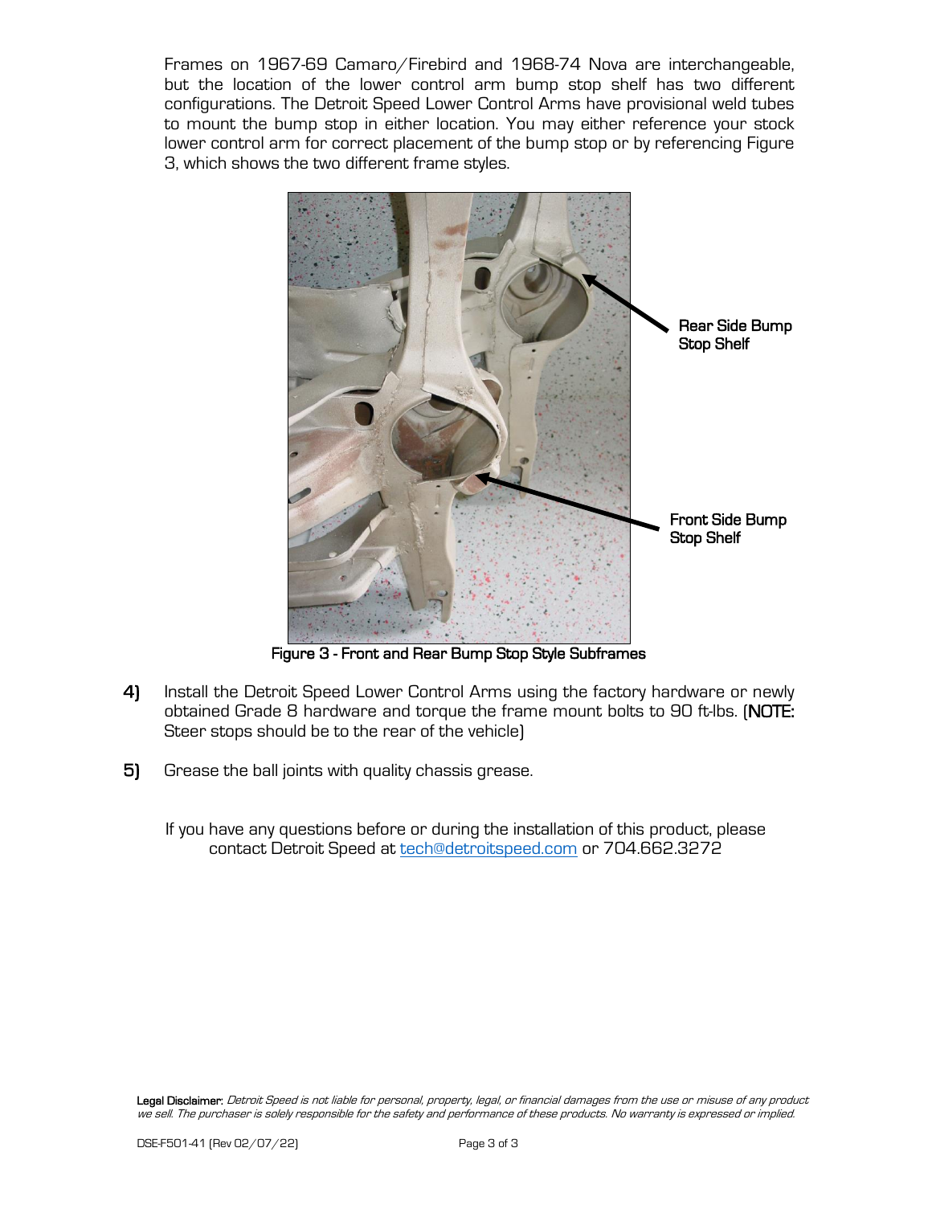Frames on 1967-69 Camaro/Firebird and 1968-74 Nova are interchangeable, but the location of the lower control arm bump stop shelf has two different configurations. The Detroit Speed Lower Control Arms have provisional weld tubes to mount the bump stop in either location. You may either reference your stock lower control arm for correct placement of the bump stop or by referencing Figure 3, which shows the two different frame styles.

Rear Side Bump Stop Shelf

Front Side Bump Stop Shelf

**Figure 3 - Front and Rear Bump Stop Style Subframes**

**4)** Install the Detroit Speed Lower Control Arms using the factory hardware or newly obtained Grade 8 hardware and torque the frame mount bolts to 90 ft-lbs. (**NOTE:** Steer stops should be to the rear of the vehicle)

**5)** Grease the ball joints with quality chassis grease.

If you have any questions before or during the installation of this product, please contact Detroit Speed at tech@detroitspeed.com or 704.662.3272

**Legal Disclaimer:** *Detroit Speed is not liable for personal, property, legal, or financial damages from the use or misuse of any product we sell. The purchaser is solely responsible for the safety and performance of these products. No warranty is expressed or implied.*

DSE-F501-41 (Rev 02/07/22)